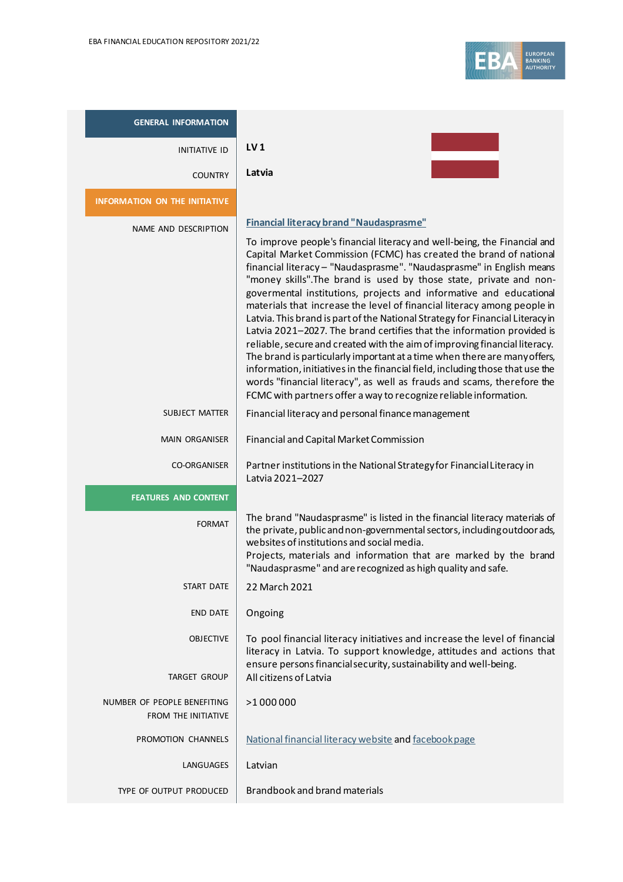| GENERAL INFORMATION | |
|---|---|
| INITIATIVE ID | **LV 1** |
| COUNTRY | **Latvia** |
| **INFORMATION ON THE INITIATIVE** | |
| NAME AND DESCRIPTION | **Financial literacy brand "Naudasprasme"**<br><br>To improve people's financial literacy and well-being, the Financial and Capital Market Commission (FCMC) has created the brand of national financial literacy – "Naudasprasme". "Naudasprasme" in English means "money skills".The brand is used by those state, private and non-govermental institutions, projects and informative and educational materials that increase the level of financial literacy among people in Latvia. This brand is part of the National Strategy for Financial Literacy in Latvia 2021–2027. The brand certifies that the information provided is reliable, secure and created with the aim of improving financial literacy. The brand is particularly important at a time when there are many offers, information, initiatives in the financial field, including those that use the words "financial literacy", as well as frauds and scams, therefore the FCMC with partners offer a way to recognize reliable information. |
| SUBJECT MATTER | Financial literacy and personal finance management |
| MAIN ORGANISER | Financial and Capital Market Commission |
| CO-ORGANISER | Partner institutions in the National Strategy for Financial Literacy in Latvia 2021–2027 |
| **FEATURES AND CONTENT** | |
| FORMAT | The brand "Naudasprasme" is listed in the financial literacy materials of the private, public and non-governmental sectors, including outdoor ads, websites of institutions and social media.<br>Projects, materials and information that are marked by the brand "Naudasprasme" and are recognized as high quality and safe. |
| START DATE | 22 March 2021 |
| END DATE | Ongoing |
| OBJECTIVE | To pool financial literacy initiatives and increase the level of financial literacy in Latvia. To support knowledge, attitudes and actions that ensure persons financial security, sustainability and well-being. |
| TARGET GROUP | All citizens of Latvia |
| NUMBER OF PEOPLE BENEFITING FROM THE INITIATIVE | >1 000 000 |
| PROMOTION CHANNELS | National financial literacy website and facebook page |
| LANGUAGES | Latvian |
| TYPE OF OUTPUT PRODUCED | Brandbook and brand materials |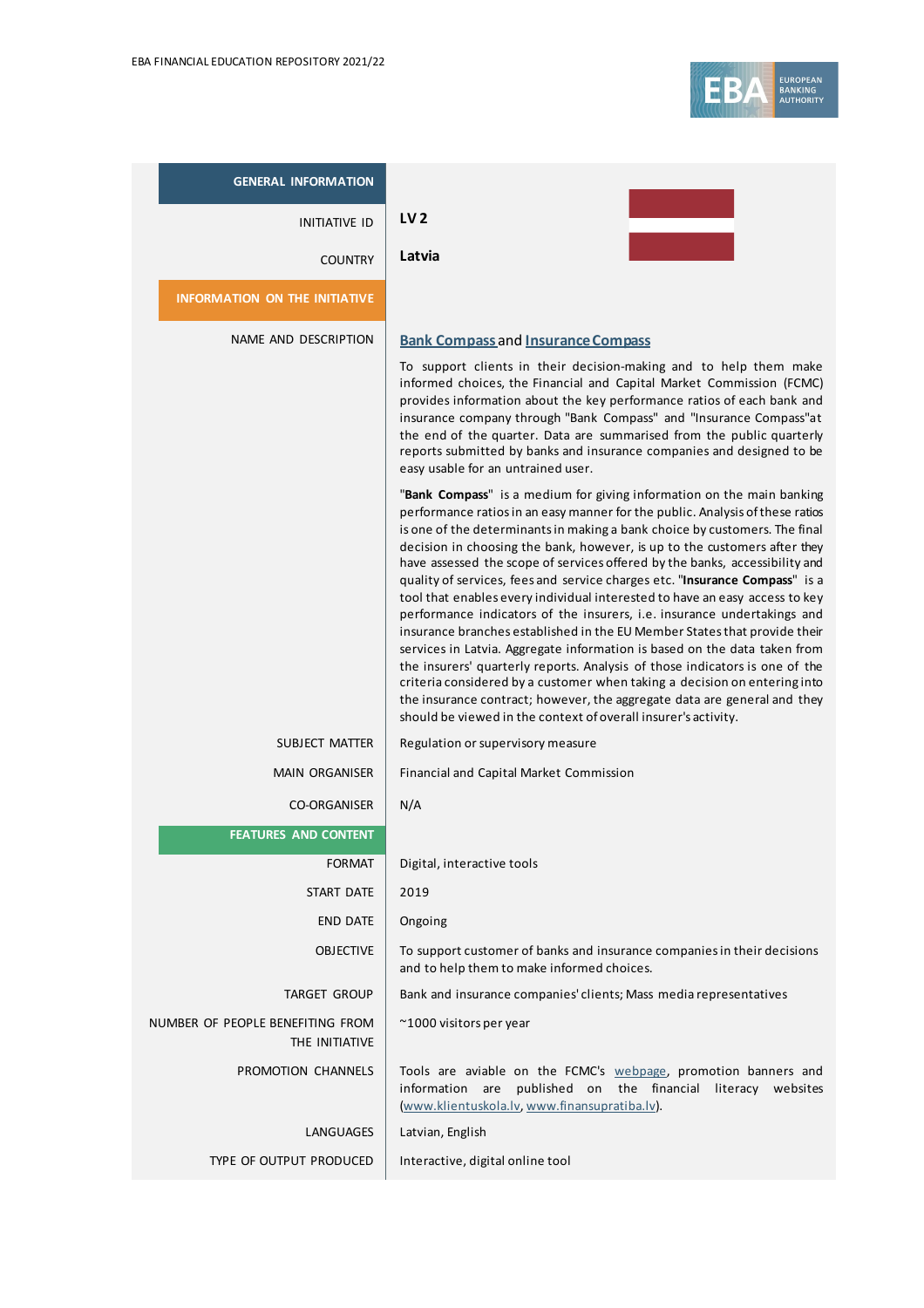| GENERAL INFORMATION | |
|---|---|
| INITIATIVE ID | **LV 2** |
| COUNTRY | **Latvia** |
| **INFORMATION ON THE INITIATIVE** | |
| NAME AND DESCRIPTION | **Bank Compass** and **Insurance Compass**<br><br>To support clients in their decision-making and to help them make informed choices, the Financial and Capital Market Commission (FCMC) provides information about the key performance ratios of each bank and insurance company through "Bank Compass" and "Insurance Compass"at the end of the quarter. Data are summarised from the public quarterly reports submitted by banks and insurance companies and designed to be easy usable for an untrained user.<br><br>"**Bank Compass**" is a medium for giving information on the main banking performance ratios in an easy manner for the public. Analysis of these ratios is one of the determinants in making a bank choice by customers. The final decision in choosing the bank, however, is up to the customers after they have assessed the scope of services offered by the banks, accessibility and quality of services, fees and service charges etc. "**Insurance Compass**" is a tool that enables every individual interested to have an easy access to key performance indicators of the insurers, i.e. insurance undertakings and insurance branches established in the EU Member States that provide their services in Latvia. Aggregate information is based on the data taken from the insurers' quarterly reports. Analysis of those indicators is one of the criteria considered by a customer when taking a decision on entering into the insurance contract; however, the aggregate data are general and they should be viewed in the context of overall insurer's activity. |
| SUBJECT MATTER | Regulation or supervisory measure |
| MAIN ORGANISER | Financial and Capital Market Commission |
| CO-ORGANISER | N/A |
| **FEATURES AND CONTENT** | |
| FORMAT | Digital, interactive tools |
| START DATE | 2019 |
| END DATE | Ongoing |
| OBJECTIVE | To support customer of banks and insurance companies in their decisions and to help them make informed choices. |
| TARGET GROUP | Bank and insurance companies' clients; Mass media representatives |
| NUMBER OF PEOPLE BENEFITING FROM THE INITIATIVE | ~1000 visitors per year |
| PROMOTION CHANNELS | Tools are aviable on the FCMC's webpage, promotion banners and information are published on the financial literacy websites (www.klientuskola.lv, www.finansupratiba.lv). |
| LANGUAGES | Latvian, English |
| TYPE OF OUTPUT PRODUCED | Interactive, digital online tool |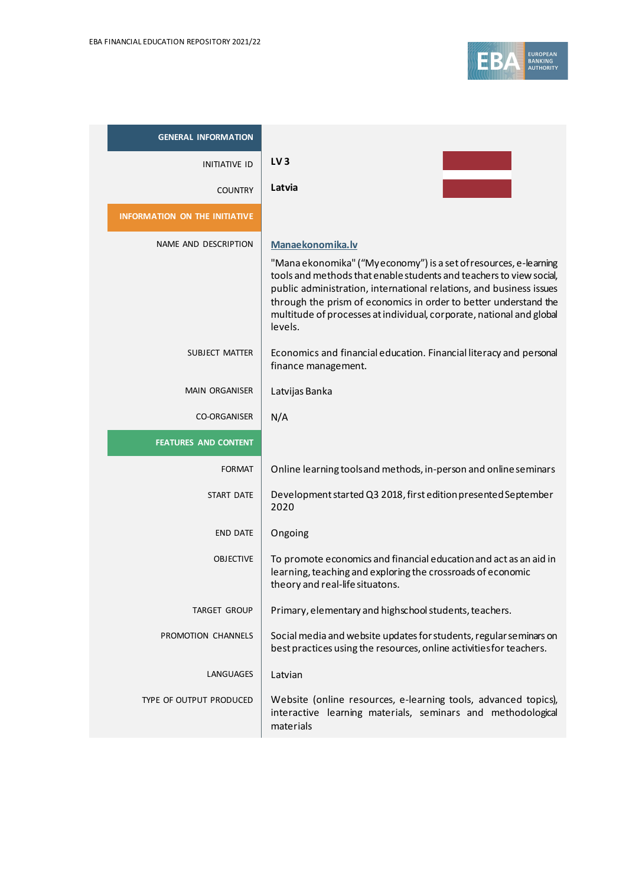| | |
|---|---|
| **GENERAL INFORMATION** | |
| INITIATIVE ID | **LV 3** |
| COUNTRY | **Latvia** |
| **INFORMATION ON THE INITIATIVE** | |
| NAME AND DESCRIPTION | **Manaekonomika.lv**<br>"Mana ekonomika" ("My economy") is a set of resources, e-learning tools and methods that enable students and teachers to view social, public administration, international relations, and business issues through the prism of economics in order to better understand the multitude of processes at individual, corporate, national and global levels. |
| SUBJECT MATTER | Economics and financial education. Financial literacy and personal finance management. |
| MAIN ORGANISER | Latvijas Banka |
| CO-ORGANISER | N/A |
| **FEATURES AND CONTENT** | |
| FORMAT | Online learning tools and methods, in-person and online seminars |
| START DATE | Development started Q3 2018, first edition presented September 2020 |
| END DATE | Ongoing |
| OBJECTIVE | To promote economics and financial education and act as an aid in learning, teaching and exploring the crossroads of economic theory and real-life situatons. |
| TARGET GROUP | Primary, elementary and highschool students, teachers. |
| PROMOTION CHANNELS | Social media and website updates for students, regular seminars on best practices using the resources, online activities for teachers. |
| LANGUAGES | Latvian |
| TYPE OF OUTPUT PRODUCED | Website (online resources, e-learning tools, advanced topics), interactive learning materials, seminars and methodological materials |